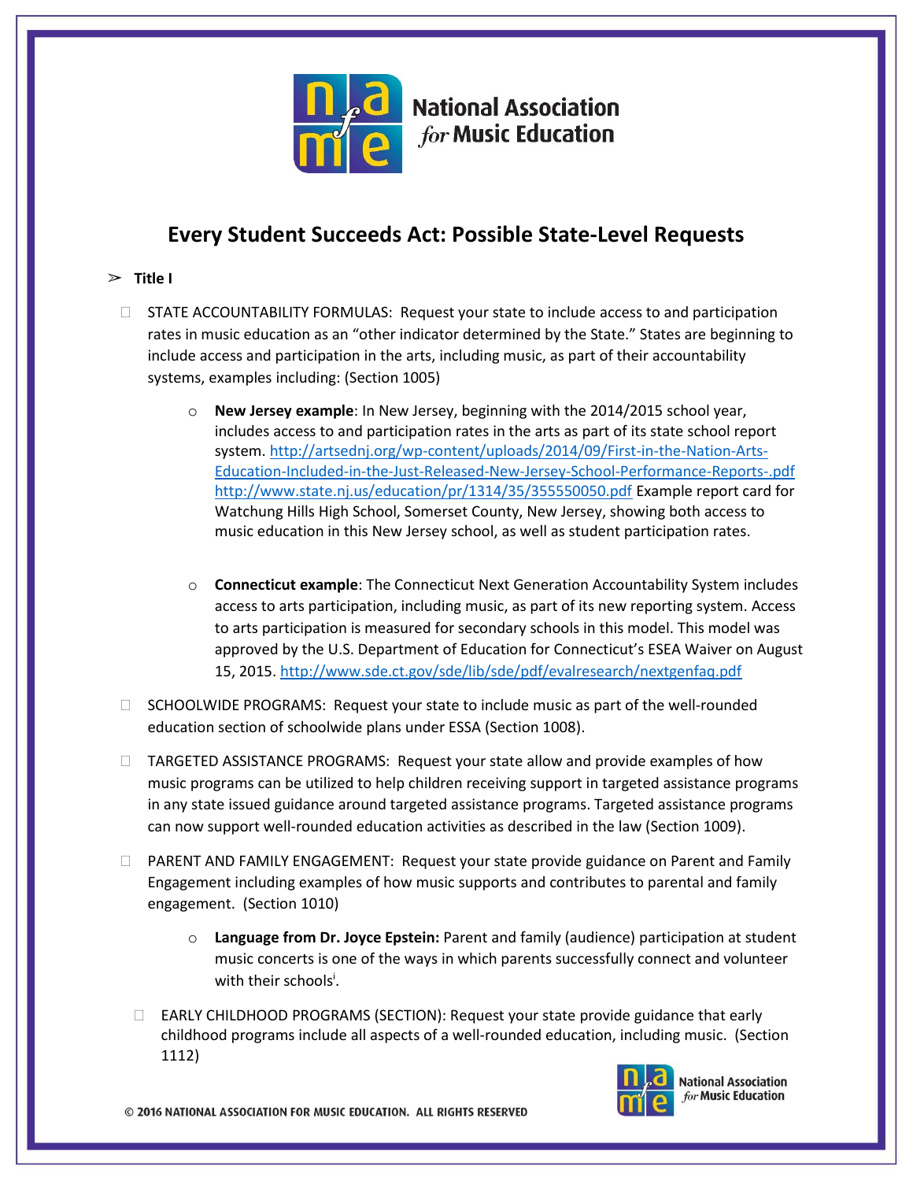# Every Student Succeeds Act: Possible State-Level Requests

- **Title I**

  - STATE ACCOUNTABILITY FORMULAS: Request your state to include access to and participation rates in music education as an "other indicator determined by the State." States are beginning to include access and participation in the arts, including music, as part of their accountability systems, examples including: (Section 1005)

    - **New Jersey example**: In New Jersey, beginning with the 2014/2015 school year, includes access to and participation rates in the arts as part of its state school report system. http://artsednj.org/wp-content/uploads/2014/09/First-in-the-Nation-Arts-Education-Included-in-the-Just-Released-New-Jersey-School-Performance-Reports-.pdf http://www.state.nj.us/education/pr/1314/35/355550050.pdf Example report card for Watchung Hills High School, Somerset County, New Jersey, showing both access to music education in this New Jersey school, as well as student participation rates.

    - **Connecticut example**: The Connecticut Next Generation Accountability System includes access to arts participation, including music, as part of its new reporting system. Access to arts participation is measured for secondary schools in this model. This model was approved by the U.S. Department of Education for Connecticut's ESEA Waiver on August 15, 2015. http://www.sde.ct.gov/sde/lib/sde/pdf/evalresearch/nextgenfaq.pdf

  - SCHOOLWIDE PROGRAMS: Request your state to include music as part of the well-rounded education section of schoolwide plans under ESSA (Section 1008).

  - TARGETED ASSISTANCE PROGRAMS: Request your state allow and provide examples of how music programs can be utilized to help children receiving support in targeted assistance programs in any state issued guidance around targeted assistance programs. Targeted assistance programs can now support well-rounded education activities as described in the law (Section 1009).

  - PARENT AND FAMILY ENGAGEMENT: Request your state provide guidance on Parent and Family Engagement including examples of how music supports and contributes to parental and family engagement. (Section 1010)

    - **Language from Dr. Joyce Epstein:** Parent and family (audience) participation at student music concerts is one of the ways in which parents successfully connect and volunteer with their schools[i].

  - EARLY CHILDHOOD PROGRAMS (SECTION): Request your state provide guidance that early childhood programs include all aspects of a well-rounded education, including music. (Section 1112)

© 2016 NATIONAL ASSOCIATION FOR MUSIC EDUCATION. ALL RIGHTS RESERVED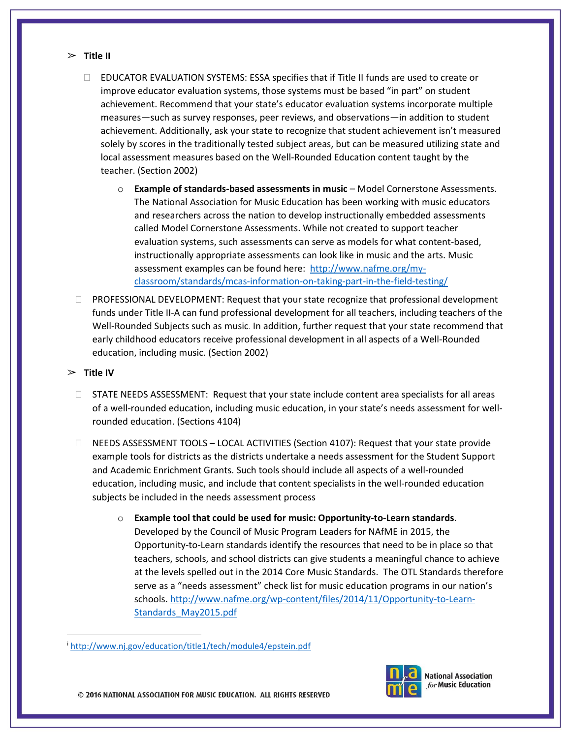- **Title II**

  - EDUCATOR EVALUATION SYSTEMS: ESSA specifies that if Title II funds are used to create or improve educator evaluation systems, those systems must be based "in part" on student achievement. Recommend that your state's educator evaluation systems incorporate multiple measures—such as survey responses, peer reviews, and observations—in addition to student achievement. Additionally, ask your state to recognize that student achievement isn't measured solely by scores in the traditionally tested subject areas, but can be measured utilizing state and local assessment measures based on the Well-Rounded Education content taught by the teacher. (Section 2002)

    - **Example of standards-based assessments in music** – Model Cornerstone Assessments. The National Association for Music Education has been working with music educators and researchers across the nation to develop instructionally embedded assessments called Model Cornerstone Assessments. While not created to support teacher evaluation systems, such assessments can serve as models for what content-based, instructionally appropriate assessments can look like in music and the arts. Music assessment examples can be found here: http://www.nafme.org/my-classroom/standards/mcas-information-on-taking-part-in-the-field-testing/

  - PROFESSIONAL DEVELOPMENT: Request that your state recognize that professional development funds under Title II-A can fund professional development for all teachers, including teachers of the Well-Rounded Subjects such as music. In addition, further request that your state recommend that early childhood educators receive professional development in all aspects of a Well-Rounded education, including music. (Section 2002)

- **Title IV**

  - STATE NEEDS ASSESSMENT: Request that your state include content area specialists for all areas of a well-rounded education, including music education, in your state's needs assessment for well-rounded education. (Sections 4104)

  - NEEDS ASSESSMENT TOOLS – LOCAL ACTIVITIES (Section 4107): Request that your state provide example tools for districts as the districts undertake a needs assessment for the Student Support and Academic Enrichment Grants. Such tools should include all aspects of a well-rounded education, including music, and include that content specialists in the well-rounded education subjects be included in the needs assessment process

    - **Example tool that could be used for music: Opportunity-to-Learn standards**. Developed by the Council of Music Program Leaders for NAfME in 2015, the Opportunity-to-Learn standards identify the resources that need to be in place so that teachers, schools, and school districts can give students a meaningful chance to achieve at the levels spelled out in the 2014 Core Music Standards. The OTL Standards therefore serve as a "needs assessment" check list for music education programs in our nation's schools. http://www.nafme.org/wp-content/files/2014/11/Opportunity-to-Learn-Standards_May2015.pdf

---

[i] http://www.nj.gov/education/title1/tech/module4/epstein.pdf

© 2016 NATIONAL ASSOCIATION FOR MUSIC EDUCATION. ALL RIGHTS RESERVED

National Association for Music Education